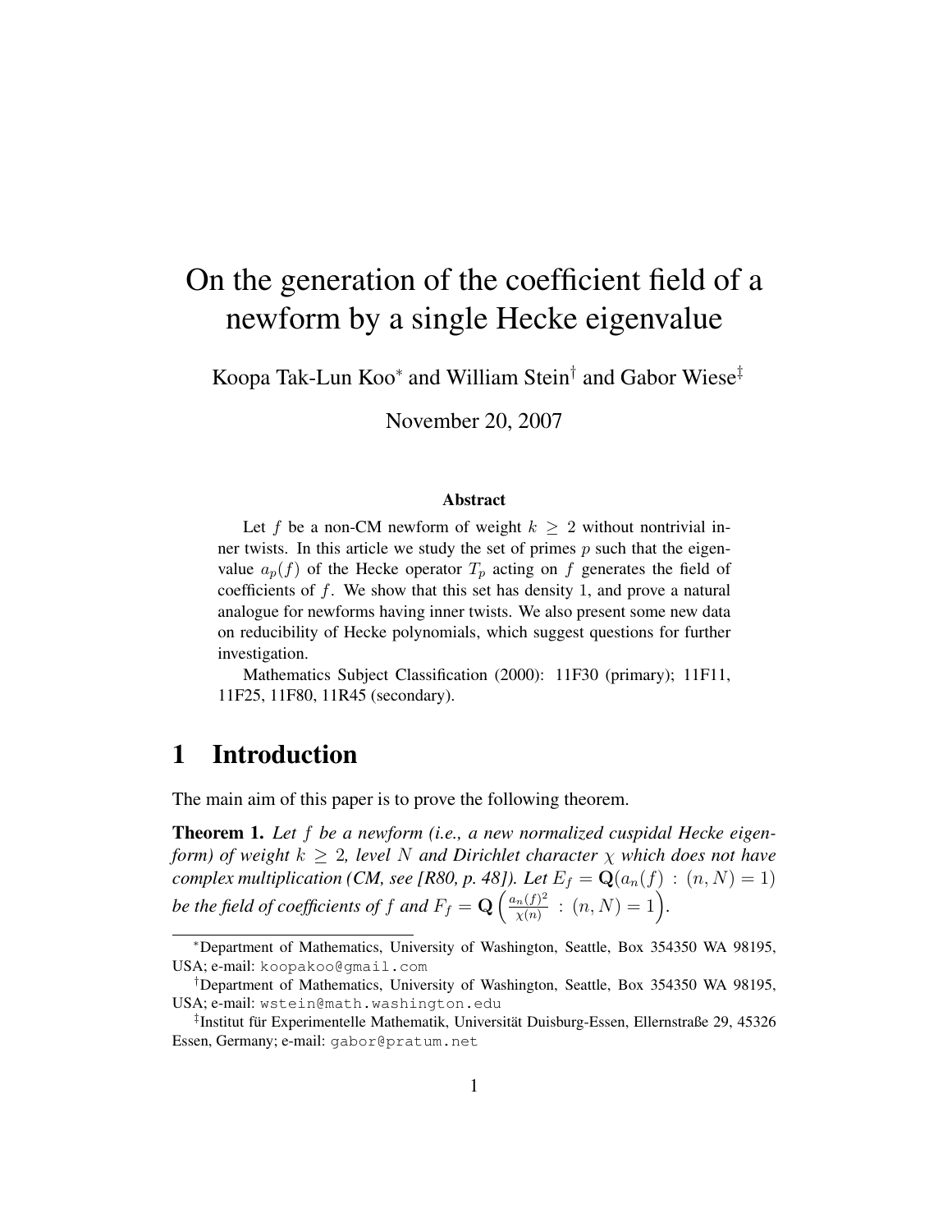# On the generation of the coefficient field of a newform by a single Hecke eigenvalue

Koopa Tak-Lun Koo[*] and William Stein[†] and Gabor Wiese[‡]

November 20, 2007

### Abstract

Let $f$ be a non-CM newform of weight $k \geq 2$ without nontrivial inner twists. In this article we study the set of primes $p$ such that the eigenvalue $a_p(f)$ of the Hecke operator $T_p$ acting on $f$ generates the field of coefficients of $f$. We show that this set has density 1, and prove a natural analogue for newforms having inner twists. We also present some new data on reducibility of Hecke polynomials, which suggest questions for further investigation.

Mathematics Subject Classification (2000): 11F30 (primary); 11F11, 11F25, 11F80, 11R45 (secondary).

## 1 Introduction

The main aim of this paper is to prove the following theorem.

**Theorem 1.** *Let $f$ be a newform (i.e., a new normalized cuspidal Hecke eigenform) of weight $k \geq 2$, level $N$ and Dirichlet character $\chi$ which does not have complex multiplication (CM, see [R80, p. 48]). Let $E_f = \mathbf{Q}(a_n(f) : (n, N) = 1)$ be the field of coefficients of $f$ and $F_f = \mathbf{Q}\left(\frac{a_n(f)^2}{\chi(n)} : (n, N) = 1\right)$.*

---

[*] Department of Mathematics, University of Washington, Seattle, Box 354350 WA 98195, USA; e-mail: koopakoo@gmail.com

[†] Department of Mathematics, University of Washington, Seattle, Box 354350 WA 98195, USA; e-mail: wstein@math.washington.edu

[‡] Institut für Experimentelle Mathematik, Universität Duisburg-Essen, Ellernstraße 29, 45326 Essen, Germany; e-mail: gabor@pratum.net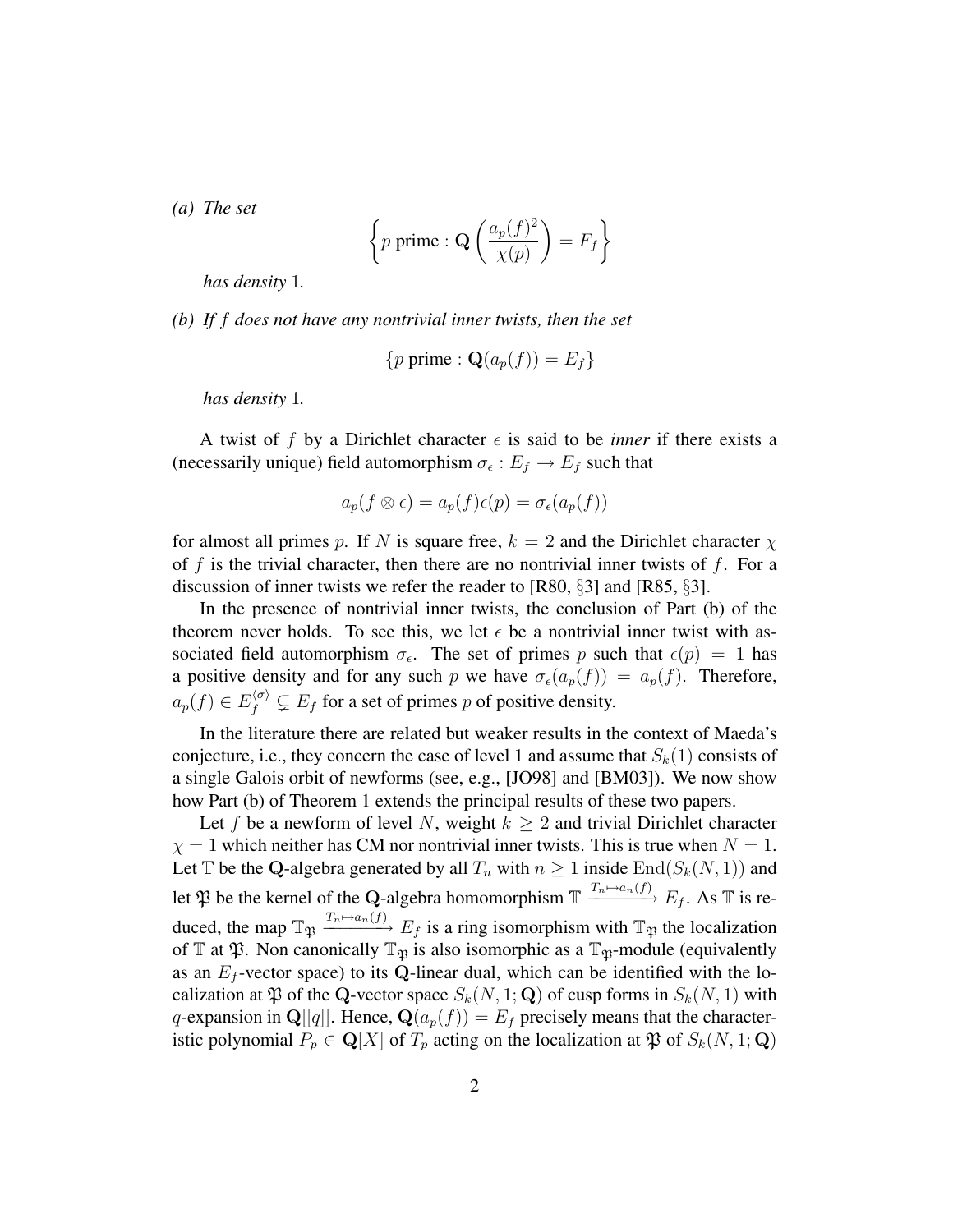*(a) The set*

$$\left\{ p \text{ prime} : \mathbf{Q}\left(\frac{a_p(f)^2}{\chi(p)}\right) = F_f \right\}$$

*has density* $1$.

*(b) If $f$ does not have any nontrivial inner twists, then the set*

$$\{ p \text{ prime} : \mathbf{Q}(a_p(f)) = E_f \}$$

*has density* $1$.

A twist of $f$ by a Dirichlet character $\epsilon$ is said to be *inner* if there exists a (necessarily unique) field automorphism $\sigma_\epsilon : E_f \to E_f$ such that

$$a_p(f \otimes \epsilon) = a_p(f)\epsilon(p) = \sigma_\epsilon(a_p(f))$$

for almost all primes $p$. If $N$ is square free, $k = 2$ and the Dirichlet character $\chi$ of $f$ is the trivial character, then there are no nontrivial inner twists of $f$. For a discussion of inner twists we refer the reader to [R80, §3] and [R85, §3].

In the presence of nontrivial inner twists, the conclusion of Part (b) of the theorem never holds. To see this, we let $\epsilon$ be a nontrivial inner twist with associated field automorphism $\sigma_\epsilon$. The set of primes $p$ such that $\epsilon(p) = 1$ has a positive density and for any such $p$ we have $\sigma_\epsilon(a_p(f)) = a_p(f)$. Therefore, $a_p(f) \in E_f^{\langle\sigma\rangle} \subsetneq E_f$ for a set of primes $p$ of positive density.

In the literature there are related but weaker results in the context of Maeda's conjecture, i.e., they concern the case of level 1 and assume that $S_k(1)$ consists of a single Galois orbit of newforms (see, e.g., [JO98] and [BM03]). We now show how Part (b) of Theorem 1 extends the principal results of these two papers.

Let $f$ be a newform of level $N$, weight $k \geq 2$ and trivial Dirichlet character $\chi = 1$ which neither has CM nor nontrivial inner twists. This is true when $N = 1$. Let $\mathbb{T}$ be the $\mathbf{Q}$-algebra generated by all $T_n$ with $n \geq 1$ inside $\mathrm{End}(S_k(N, 1))$ and let $\mathfrak{P}$ be the kernel of the $\mathbf{Q}$-algebra homomorphism $\mathbb{T} \xrightarrow{T_n \mapsto a_n(f)} E_f$. As $\mathbb{T}$ is reduced, the map $\mathbb{T}_{\mathfrak{P}} \xrightarrow{T_n \mapsto a_n(f)} E_f$ is a ring isomorphism with $\mathbb{T}_{\mathfrak{P}}$ the localization of $\mathbb{T}$ at $\mathfrak{P}$. Non canonically $\mathbb{T}_{\mathfrak{P}}$ is also isomorphic as a $\mathbb{T}_{\mathfrak{P}}$-module (equivalently as an $E_f$-vector space) to its $\mathbf{Q}$-linear dual, which can be identified with the localization at $\mathfrak{P}$ of the $\mathbf{Q}$-vector space $S_k(N, 1; \mathbf{Q})$ of cusp forms in $S_k(N, 1)$ with $q$-expansion in $\mathbf{Q}[[q]]$. Hence, $\mathbf{Q}(a_p(f)) = E_f$ precisely means that the characteristic polynomial $P_p \in \mathbf{Q}[X]$ of $T_p$ acting on the localization at $\mathfrak{P}$ of $S_k(N, 1; \mathbf{Q})$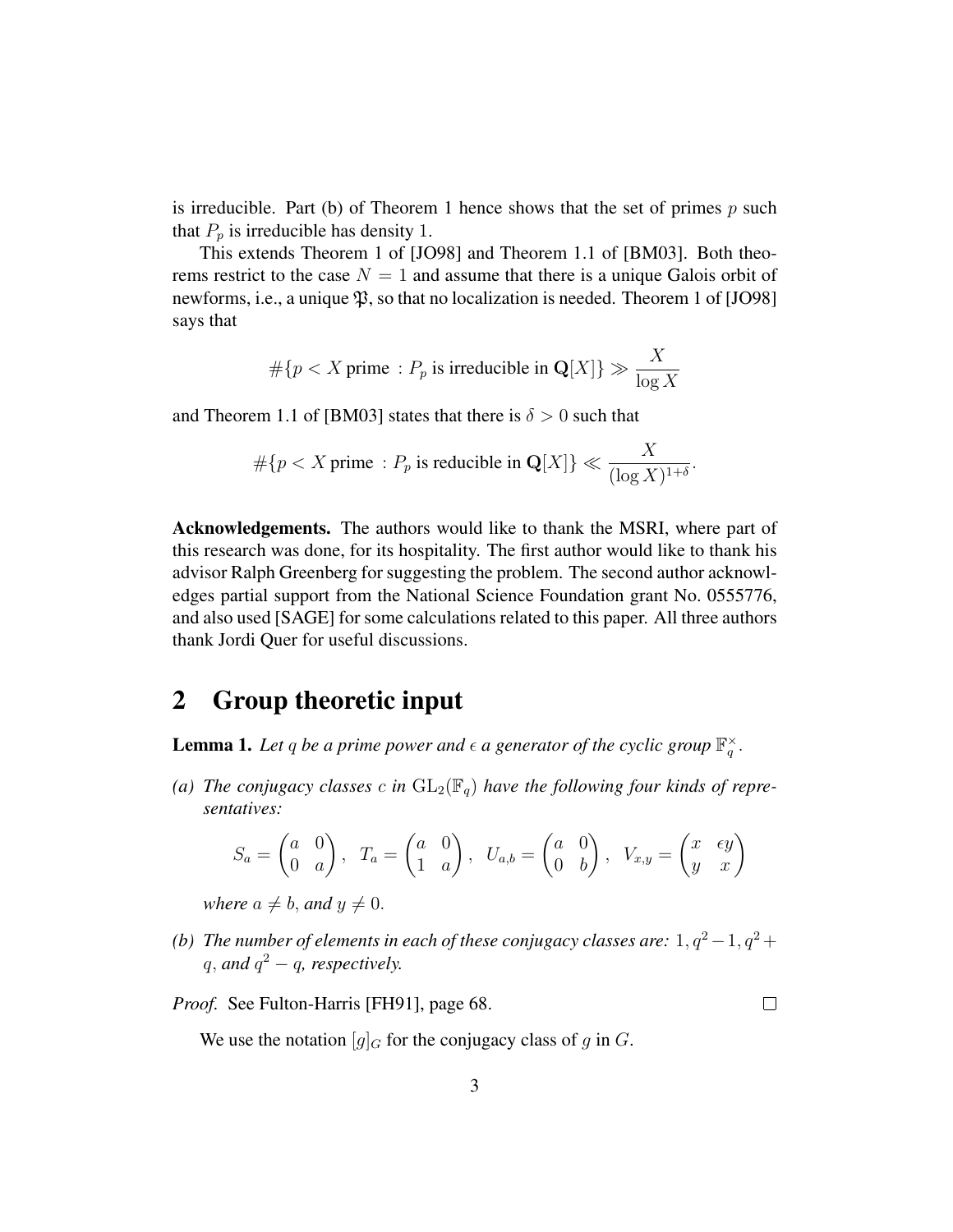is irreducible. Part (b) of Theorem 1 hence shows that the set of primes $p$ such that $P_p$ is irreducible has density 1.

This extends Theorem 1 of [JO98] and Theorem 1.1 of [BM03]. Both theorems restrict to the case $N = 1$ and assume that there is a unique Galois orbit of newforms, i.e., a unique $\mathfrak{P}$, so that no localization is needed. Theorem 1 of [JO98] says that

$$\#\{p < X \text{ prime } : P_p \text{ is irreducible in } \mathbf{Q}[X]\} \gg \frac{X}{\log X}$$

and Theorem 1.1 of [BM03] states that there is $\delta > 0$ such that

$$\#\{p < X \text{ prime } : P_p \text{ is reducible in } \mathbf{Q}[X]\} \ll \frac{X}{(\log X)^{1+\delta}}.$$

**Acknowledgements.** The authors would like to thank the MSRI, where part of this research was done, for its hospitality. The first author would like to thank his advisor Ralph Greenberg for suggesting the problem. The second author acknowledges partial support from the National Science Foundation grant No. 0555776, and also used [SAGE] for some calculations related to this paper. All three authors thank Jordi Quer for useful discussions.

## 2 Group theoretic input

**Lemma 1.** *Let $q$ be a prime power and $\epsilon$ a generator of the cyclic group $\mathbb{F}_q^\times$.*

*(a) The conjugacy classes $c$ in $\mathrm{GL}_2(\mathbb{F}_q)$ have the following four kinds of representatives:*

$$S_a = \begin{pmatrix} a & 0 \\ 0 & a \end{pmatrix}, \quad T_a = \begin{pmatrix} a & 0 \\ 1 & a \end{pmatrix}, \quad U_{a,b} = \begin{pmatrix} a & 0 \\ 0 & b \end{pmatrix}, \quad V_{x,y} = \begin{pmatrix} x & \epsilon y \\ y & x \end{pmatrix}$$

*where $a \neq b$, and $y \neq 0$.*

*(b) The number of elements in each of these conjugacy classes are: $1, q^2 - 1, q^2 + q$, and $q^2 - q$, respectively.*

*Proof.* See Fulton-Harris [FH91], page 68. ∎

We use the notation $[g]_G$ for the conjugacy class of $g$ in $G$.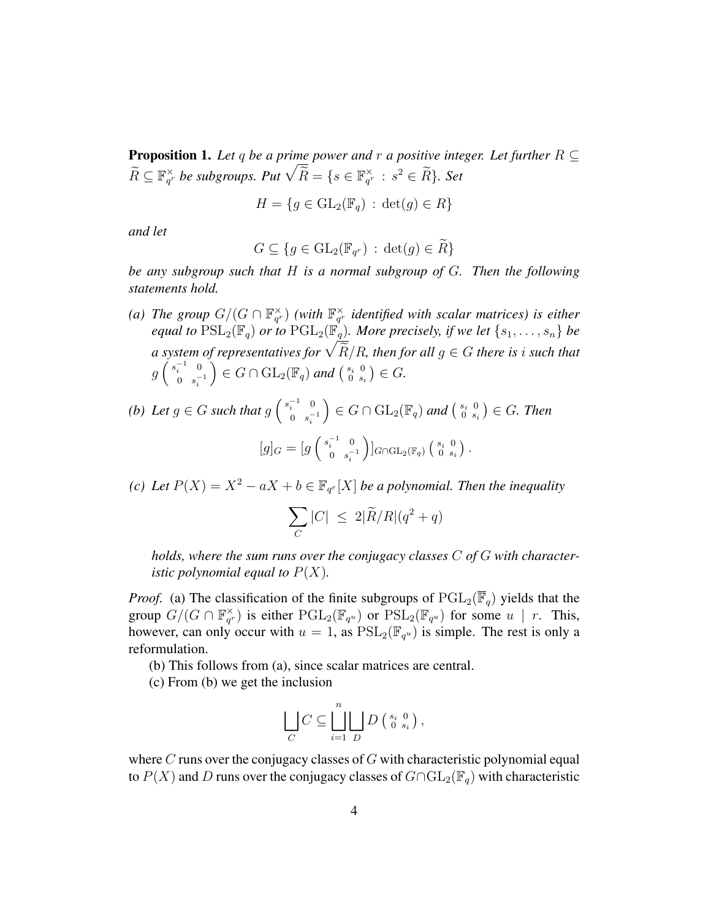**Proposition 1.** *Let $q$ be a prime power and $r$ a positive integer. Let further $R \subseteq \widetilde{R} \subseteq \mathbb{F}_{q^r}^\times$ be subgroups. Put $\sqrt{\widetilde{R}} = \{s \in \mathbb{F}_{q^r}^\times \,:\, s^2 \in \widetilde{R}\}$. Set*

$$H = \{g \in \mathrm{GL}_2(\mathbb{F}_q) \,:\, \det(g) \in R\}$$

*and let*

$$G \subseteq \{g \in \mathrm{GL}_2(\mathbb{F}_{q^r}) \,:\, \det(g) \in \widetilde{R}\}$$

*be any subgroup such that $H$ is a normal subgroup of $G$. Then the following statements hold.*

*(a) The group $G/(G \cap \mathbb{F}_{q^r}^\times)$ (with $\mathbb{F}_{q^r}^\times$ identified with scalar matrices) is either equal to $\mathrm{PSL}_2(\mathbb{F}_q)$ or to $\mathrm{PGL}_2(\mathbb{F}_q)$. More precisely, if we let $\{s_1, \ldots, s_n\}$ be a system of representatives for $\sqrt{\widetilde{R}}/R$, then for all $g \in G$ there is $i$ such that $g \begin{pmatrix} s_i^{-1} & 0 \\ 0 & s_i^{-1} \end{pmatrix} \in G \cap \mathrm{GL}_2(\mathbb{F}_q)$ and $\begin{pmatrix} s_i & 0 \\ 0 & s_i \end{pmatrix} \in G$.*

*(b) Let $g \in G$ such that $g \begin{pmatrix} s_i^{-1} & 0 \\ 0 & s_i^{-1} \end{pmatrix} \in G \cap \mathrm{GL}_2(\mathbb{F}_q)$ and $\begin{pmatrix} s_i & 0 \\ 0 & s_i \end{pmatrix} \in G$. Then*

$$[g]_G = [g \begin{pmatrix} s_i^{-1} & 0 \\ 0 & s_i^{-1} \end{pmatrix}]_{G \cap \mathrm{GL}_2(\mathbb{F}_q)} \begin{pmatrix} s_i & 0 \\ 0 & s_i \end{pmatrix}.$$

*(c) Let $P(X) = X^2 - aX + b \in \mathbb{F}_{q^r}[X]$ be a polynomial. Then the inequality*

$$\sum_C |C| \;\leq\; 2|\widetilde{R}/R|(q^2 + q)$$

*holds, where the sum runs over the conjugacy classes $C$ of $G$ with characteristic polynomial equal to $P(X)$.*

*Proof.* (a) The classification of the finite subgroups of $\mathrm{PGL}_2(\overline{\mathbb{F}}_q)$ yields that the group $G/(G \cap \mathbb{F}_{q^r}^\times)$ is either $\mathrm{PGL}_2(\mathbb{F}_{q^u})$ or $\mathrm{PSL}_2(\mathbb{F}_{q^u})$ for some $u \mid r$. This, however, can only occur with $u = 1$, as $\mathrm{PSL}_2(\mathbb{F}_{q^u})$ is simple. The rest is only a reformulation.

(b) This follows from (a), since scalar matrices are central.

(c) From (b) we get the inclusion

$$\bigsqcup_C C \subseteq \bigsqcup_{i=1}^n \bigsqcup_D D \begin{pmatrix} s_i & 0 \\ 0 & s_i \end{pmatrix},$$

where $C$ runs over the conjugacy classes of $G$ with characteristic polynomial equal to $P(X)$ and $D$ runs over the conjugacy classes of $G \cap \mathrm{GL}_2(\mathbb{F}_q)$ with characteristic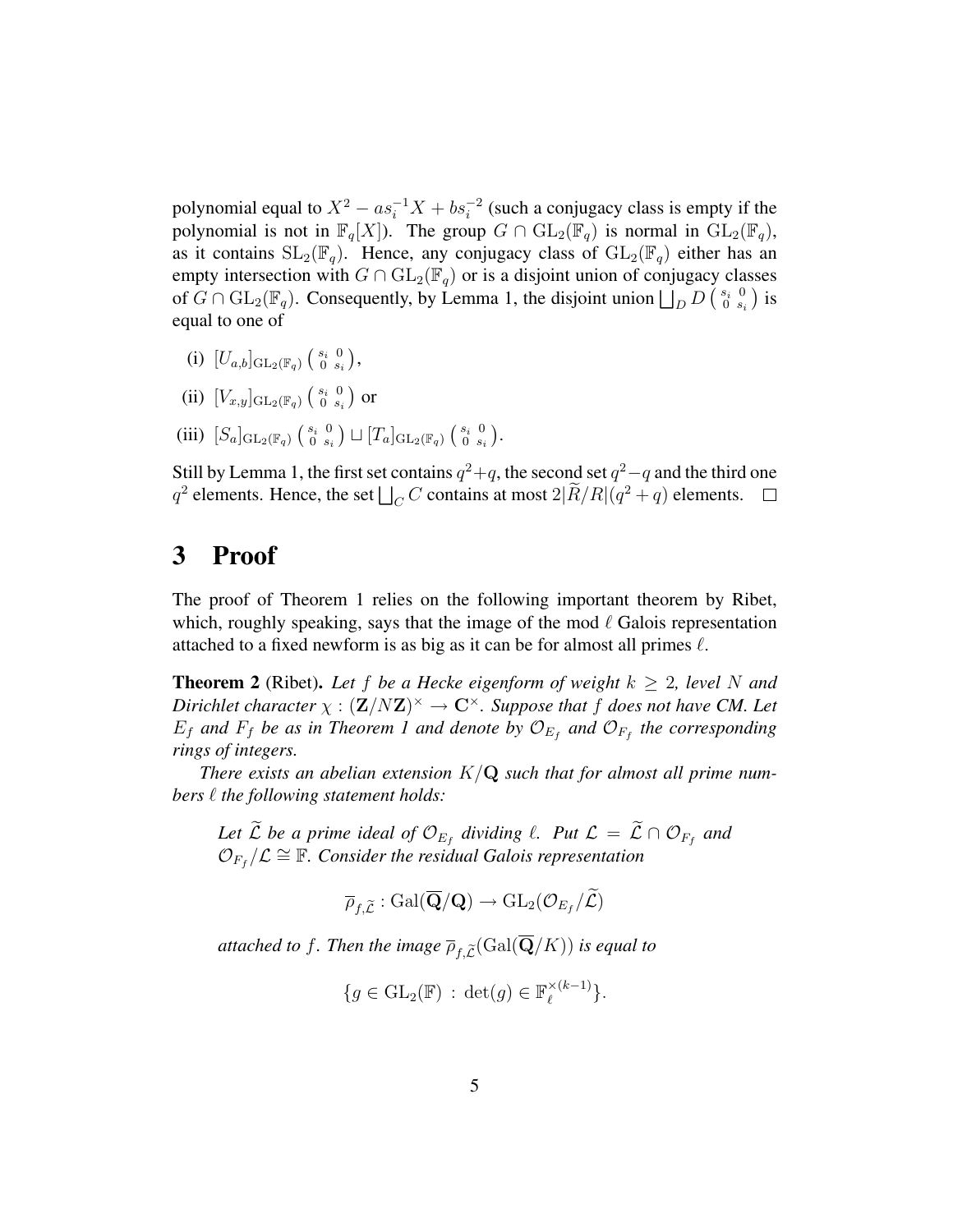polynomial equal to $X^2 - as_i^{-1}X + bs_i^{-2}$ (such a conjugacy class is empty if the polynomial is not in $\mathbb{F}_q[X]$). The group $G \cap \mathrm{GL}_2(\mathbb{F}_q)$ is normal in $\mathrm{GL}_2(\mathbb{F}_q)$, as it contains $\mathrm{SL}_2(\mathbb{F}_q)$. Hence, any conjugacy class of $\mathrm{GL}_2(\mathbb{F}_q)$ either has an empty intersection with $G \cap \mathrm{GL}_2(\mathbb{F}_q)$ or is a disjoint union of conjugacy classes of $G \cap \mathrm{GL}_2(\mathbb{F}_q)$. Consequently, by Lemma 1, the disjoint union $\bigsqcup_D D \left(\begin{smallmatrix} s_i & 0 \\ 0 & s_i \end{smallmatrix}\right)$ is equal to one of

(i) $[U_{a,b}]_{\mathrm{GL}_2(\mathbb{F}_q)} \left(\begin{smallmatrix} s_i & 0 \\ 0 & s_i \end{smallmatrix}\right)$,

(ii) $[V_{x,y}]_{\mathrm{GL}_2(\mathbb{F}_q)} \left(\begin{smallmatrix} s_i & 0 \\ 0 & s_i \end{smallmatrix}\right)$ or

(iii) $[S_a]_{\mathrm{GL}_2(\mathbb{F}_q)} \left(\begin{smallmatrix} s_i & 0 \\ 0 & s_i \end{smallmatrix}\right) \sqcup [T_a]_{\mathrm{GL}_2(\mathbb{F}_q)} \left(\begin{smallmatrix} s_i & 0 \\ 0 & s_i \end{smallmatrix}\right)$.

Still by Lemma 1, the first set contains $q^2+q$, the second set $q^2-q$ and the third one $q^2$ elements. Hence, the set $\bigsqcup_C C$ contains at most $2|\widetilde{R}/R|(q^2+q)$ elements. □

## 3 Proof

The proof of Theorem 1 relies on the following important theorem by Ribet, which, roughly speaking, says that the image of the mod $\ell$ Galois representation attached to a fixed newform is as big as it can be for almost all primes $\ell$.

**Theorem 2** (Ribet). *Let $f$ be a Hecke eigenform of weight $k \geq 2$, level $N$ and Dirichlet character $\chi : (\mathbf{Z}/N\mathbf{Z})^\times \to \mathbf{C}^\times$. Suppose that $f$ does not have CM. Let $E_f$ and $F_f$ be as in Theorem 1 and denote by $\mathcal{O}_{E_f}$ and $\mathcal{O}_{F_f}$ the corresponding rings of integers.*

*There exists an abelian extension $K/\mathbf{Q}$ such that for almost all prime numbers $\ell$ the following statement holds:*

> *Let $\widetilde{\mathcal{L}}$ be a prime ideal of $\mathcal{O}_{E_f}$ dividing $\ell$. Put $\mathcal{L} = \widetilde{\mathcal{L}} \cap \mathcal{O}_{F_f}$ and $\mathcal{O}_{F_f}/\mathcal{L} \cong \mathbb{F}$. Consider the residual Galois representation*
>
> $$\overline{\rho}_{f,\widetilde{\mathcal{L}}} : \mathrm{Gal}(\overline{\mathbf{Q}}/\mathbf{Q}) \to \mathrm{GL}_2(\mathcal{O}_{E_f}/\widetilde{\mathcal{L}})$$
>
> *attached to $f$. Then the image $\overline{\rho}_{f,\widetilde{\mathcal{L}}}(\mathrm{Gal}(\overline{\mathbf{Q}}/K))$ is equal to*
>
> $$\{g \in \mathrm{GL}_2(\mathbb{F}) \,:\, \det(g) \in \mathbb{F}_\ell^{\times(k-1)}\}.$$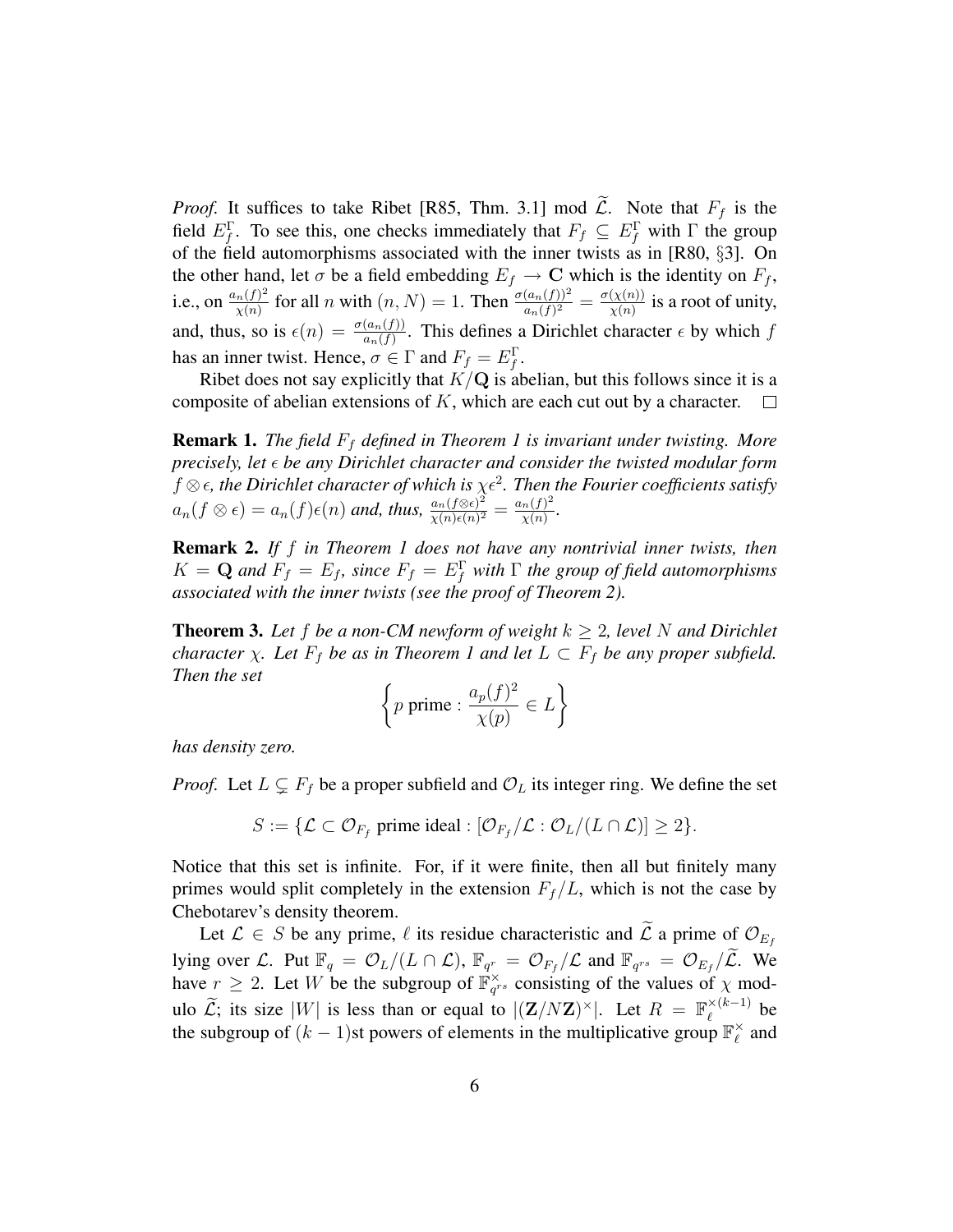*Proof.* It suffices to take Ribet [R85, Thm. 3.1] mod $\widetilde{\mathcal{L}}$. Note that $F_f$ is the field $E_f^\Gamma$. To see this, one checks immediately that $F_f \subseteq E_f^\Gamma$ with $\Gamma$ the group of the field automorphisms associated with the inner twists as in [R80, §3]. On the other hand, let $\sigma$ be a field embedding $E_f \to \mathbf{C}$ which is the identity on $F_f$, i.e., on $\frac{a_n(f)^2}{\chi(n)}$ for all $n$ with $(n, N) = 1$. Then $\frac{\sigma(a_n(f))^2}{a_n(f)^2} = \frac{\sigma(\chi(n))}{\chi(n)}$ is a root of unity, and, thus, so is $\epsilon(n) = \frac{\sigma(a_n(f))}{a_n(f)}$. This defines a Dirichlet character $\epsilon$ by which $f$ has an inner twist. Hence, $\sigma \in \Gamma$ and $F_f = E_f^\Gamma$.

Ribet does not say explicitly that $K/\mathbf{Q}$ is abelian, but this follows since it is a composite of abelian extensions of $K$, which are each cut out by a character. $\square$

**Remark 1.** *The field $F_f$ defined in Theorem 1 is invariant under twisting. More precisely, let $\epsilon$ be any Dirichlet character and consider the twisted modular form $f \otimes \epsilon$, the Dirichlet character of which is $\chi\epsilon^2$. Then the Fourier coefficients satisfy $a_n(f \otimes \epsilon) = a_n(f)\epsilon(n)$ and, thus, $\frac{a_n(f\otimes\epsilon)^2}{\chi(n)\epsilon(n)^2} = \frac{a_n(f)^2}{\chi(n)}$.*

**Remark 2.** *If $f$ in Theorem 1 does not have any nontrivial inner twists, then $K = \mathbf{Q}$ and $F_f = E_f$, since $F_f = E_f^\Gamma$ with $\Gamma$ the group of field automorphisms associated with the inner twists (see the proof of Theorem 2).*

**Theorem 3.** *Let $f$ be a non-CM newform of weight $k \geq 2$, level $N$ and Dirichlet character $\chi$. Let $F_f$ be as in Theorem 1 and let $L \subset F_f$ be any proper subfield. Then the set*

$$\left\{ p \text{ prime} : \frac{a_p(f)^2}{\chi(p)} \in L \right\}$$

*has density zero.*

*Proof.* Let $L \subsetneq F_f$ be a proper subfield and $\mathcal{O}_L$ its integer ring. We define the set

$$S := \{\mathcal{L} \subset \mathcal{O}_{F_f} \text{ prime ideal} : [\mathcal{O}_{F_f}/\mathcal{L} : \mathcal{O}_L/(L \cap \mathcal{L})] \geq 2\}.$$

Notice that this set is infinite. For, if it were finite, then all but finitely many primes would split completely in the extension $F_f/L$, which is not the case by Chebotarev's density theorem.

Let $\mathcal{L} \in S$ be any prime, $\ell$ its residue characteristic and $\widetilde{\mathcal{L}}$ a prime of $\mathcal{O}_{E_f}$ lying over $\mathcal{L}$. Put $\mathbb{F}_q = \mathcal{O}_L/(L \cap \mathcal{L})$, $\mathbb{F}_{q^r} = \mathcal{O}_{F_f}/\mathcal{L}$ and $\mathbb{F}_{q^{rs}} = \mathcal{O}_{E_f}/\widetilde{\mathcal{L}}$. We have $r \geq 2$. Let $W$ be the subgroup of $\mathbb{F}_{q^{rs}}^\times$ consisting of the values of $\chi$ modulo $\widetilde{\mathcal{L}}$; its size $|W|$ is less than or equal to $|(\mathbf{Z}/N\mathbf{Z})^\times|$. Let $R = \mathbb{F}_\ell^{\times(k-1)}$ be the subgroup of $(k-1)$st powers of elements in the multiplicative group $\mathbb{F}_\ell^\times$ and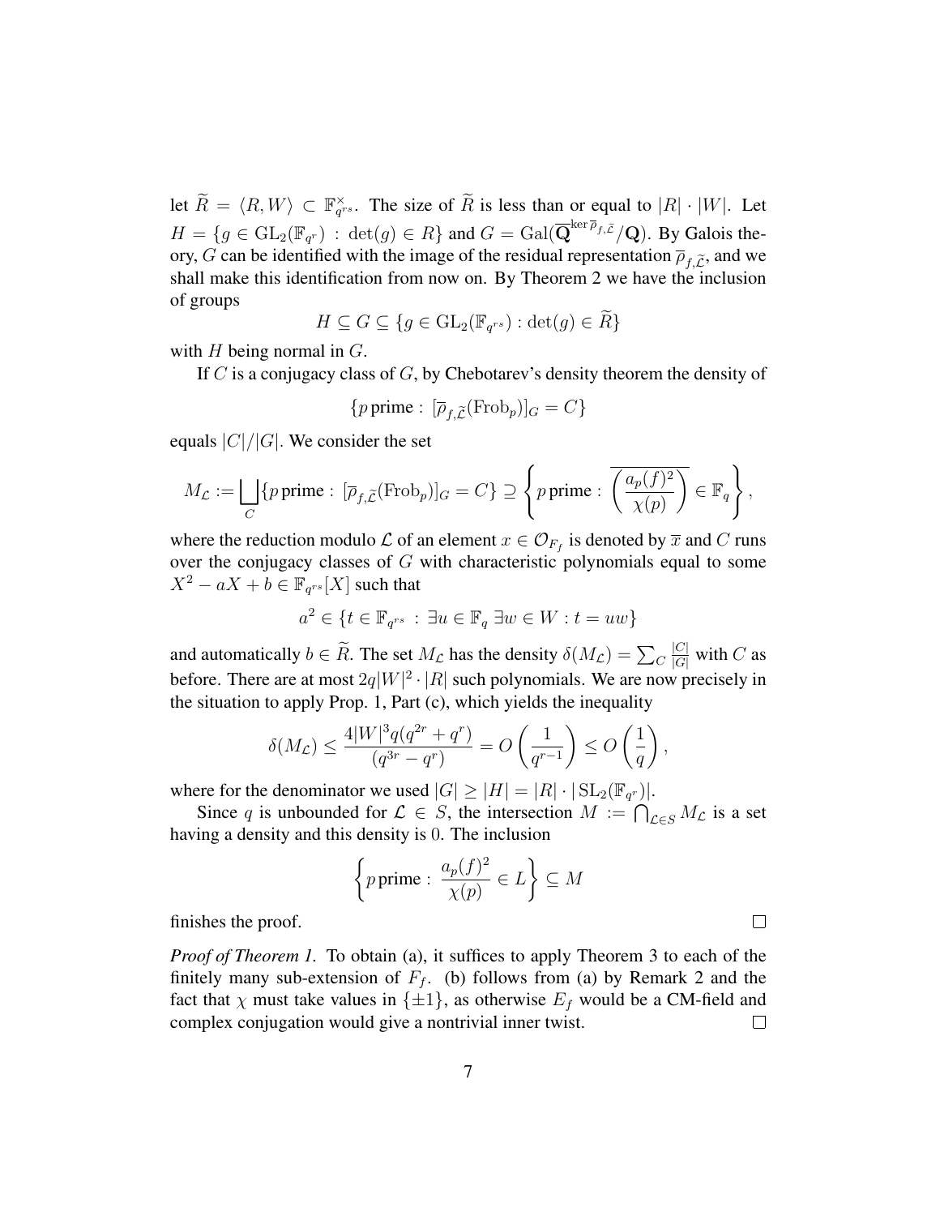let $\widetilde{R} = \langle R, W \rangle \subset \mathbb{F}_{q^{rs}}^\times$. The size of $\widetilde{R}$ is less than or equal to $|R| \cdot |W|$. Let $H = \{g \in \mathrm{GL}_2(\mathbb{F}_{q^r}) \, : \, \det(g) \in R\}$ and $G = \mathrm{Gal}(\overline{\mathbf{Q}}^{\ker \overline{\rho}_{f,\widetilde{\mathcal{L}}}}/\mathbf{Q})$. By Galois theory, $G$ can be identified with the image of the residual representation $\overline{\rho}_{f,\widetilde{\mathcal{L}}}$, and we shall make this identification from now on. By Theorem 2 we have the inclusion of groups

$$H \subseteq G \subseteq \{g \in \mathrm{GL}_2(\mathbb{F}_{q^{rs}}) : \det(g) \in \widetilde{R}\}$$

with $H$ being normal in $G$.

If $C$ is a conjugacy class of $G$, by Chebotarev's density theorem the density of

$$\{p \,\text{prime} : \, [\overline{\rho}_{f,\widetilde{\mathcal{L}}}(\mathrm{Frob}_p)]_G = C\}$$

equals $|C|/|G|$. We consider the set

$$M_{\mathcal{L}} := \bigsqcup_C \{p \,\text{prime} : \, [\overline{\rho}_{f,\widetilde{\mathcal{L}}}(\mathrm{Frob}_p)]_G = C\} \supseteq \left\{ p \,\text{prime} : \, \overline{\left( \frac{a_p(f)^2}{\chi(p)} \right)} \in \mathbb{F}_q \right\},$$

where the reduction modulo $\mathcal{L}$ of an element $x \in \mathcal{O}_{F_f}$ is denoted by $\overline{x}$ and $C$ runs over the conjugacy classes of $G$ with characteristic polynomials equal to some $X^2 - aX + b \in \mathbb{F}_{q^{rs}}[X]$ such that

$$a^2 \in \{t \in \mathbb{F}_{q^{rs}} \, : \, \exists u \in \mathbb{F}_q \; \exists w \in W : t = uw\}$$

and automatically $b \in \widetilde{R}$. The set $M_{\mathcal{L}}$ has the density $\delta(M_{\mathcal{L}}) = \sum_C \frac{|C|}{|G|}$ with $C$ as before. There are at most $2q|W|^2 \cdot |R|$ such polynomials. We are now precisely in the situation to apply Prop. 1, Part (c), which yields the inequality

$$\delta(M_{\mathcal{L}}) \leq \frac{4|W|^3 q(q^{2r} + q^r)}{(q^{3r} - q^r)} = O\left(\frac{1}{q^{r-1}}\right) \leq O\left(\frac{1}{q}\right),$$

where for the denominator we used $|G| \geq |H| = |R| \cdot |\mathrm{SL}_2(\mathbb{F}_{q^r})|$.

Since $q$ is unbounded for $\mathcal{L} \in S$, the intersection $M := \bigcap_{\mathcal{L} \in S} M_{\mathcal{L}}$ is a set having a density and this density is $0$. The inclusion

$$\left\{ p \,\text{prime} : \, \frac{a_p(f)^2}{\chi(p)} \in L \right\} \subseteq M$$

finishes the proof. □

*Proof of Theorem 1.* To obtain (a), it suffices to apply Theorem 3 to each of the finitely many sub-extension of $F_f$. (b) follows from (a) by Remark 2 and the fact that $\chi$ must take values in $\{\pm 1\}$, as otherwise $E_f$ would be a CM-field and complex conjugation would give a nontrivial inner twist. □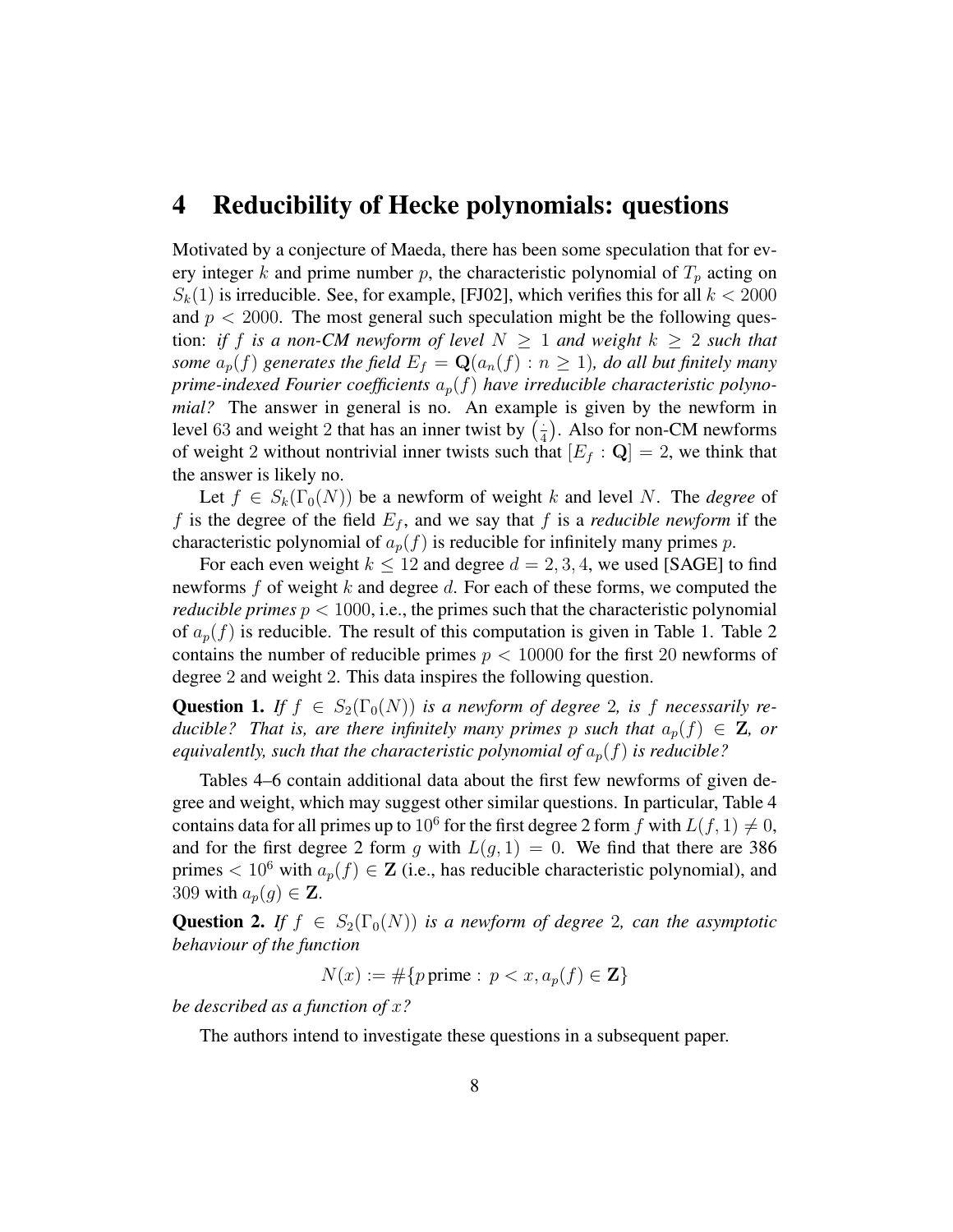## 4 Reducibility of Hecke polynomials: questions

Motivated by a conjecture of Maeda, there has been some speculation that for every integer $k$ and prime number $p$, the characteristic polynomial of $T_p$ acting on $S_k(1)$ is irreducible. See, for example, [FJ02], which verifies this for all $k < 2000$ and $p < 2000$. The most general such speculation might be the following question: *if $f$ is a non-CM newform of level $N \geq 1$ and weight $k \geq 2$ such that some $a_p(f)$ generates the field $E_f = \mathbf{Q}(a_n(f) : n \geq 1)$, do all but finitely many prime-indexed Fourier coefficients $a_p(f)$ have irreducible characteristic polynomial?* The answer in general is no. An example is given by the newform in level 63 and weight 2 that has an inner twist by $\left(\frac{\cdot}{4}\right)$. Also for non-CM newforms of weight 2 without nontrivial inner twists such that $[E_f : \mathbf{Q}] = 2$, we think that the answer is likely no.

Let $f \in S_k(\Gamma_0(N))$ be a newform of weight $k$ and level $N$. The *degree* of $f$ is the degree of the field $E_f$, and we say that $f$ is a *reducible newform* if the characteristic polynomial of $a_p(f)$ is reducible for infinitely many primes $p$.

For each even weight $k \leq 12$ and degree $d = 2, 3, 4$, we used [SAGE] to find newforms $f$ of weight $k$ and degree $d$. For each of these forms, we computed the *reducible primes* $p < 1000$, i.e., the primes such that the characteristic polynomial of $a_p(f)$ is reducible. The result of this computation is given in Table 1. Table 2 contains the number of reducible primes $p < 10000$ for the first 20 newforms of degree 2 and weight 2. This data inspires the following question.

**Question 1.** *If $f \in S_2(\Gamma_0(N))$ is a newform of degree 2, is $f$ necessarily reducible? That is, are there infinitely many primes $p$ such that $a_p(f) \in \mathbf{Z}$, or equivalently, such that the characteristic polynomial of $a_p(f)$ is reducible?*

Tables 4–6 contain additional data about the first few newforms of given degree and weight, which may suggest other similar questions. In particular, Table 4 contains data for all primes up to $10^6$ for the first degree 2 form $f$ with $L(f, 1) \neq 0$, and for the first degree 2 form $g$ with $L(g, 1) = 0$. We find that there are 386 primes $< 10^6$ with $a_p(f) \in \mathbf{Z}$ (i.e., has reducible characteristic polynomial), and 309 with $a_p(g) \in \mathbf{Z}$.

**Question 2.** *If $f \in S_2(\Gamma_0(N))$ is a newform of degree 2, can the asymptotic behaviour of the function*

$$N(x) := \#\{p \,\text{prime} : \; p < x, a_p(f) \in \mathbf{Z}\}$$

*be described as a function of $x$?*

The authors intend to investigate these questions in a subsequent paper.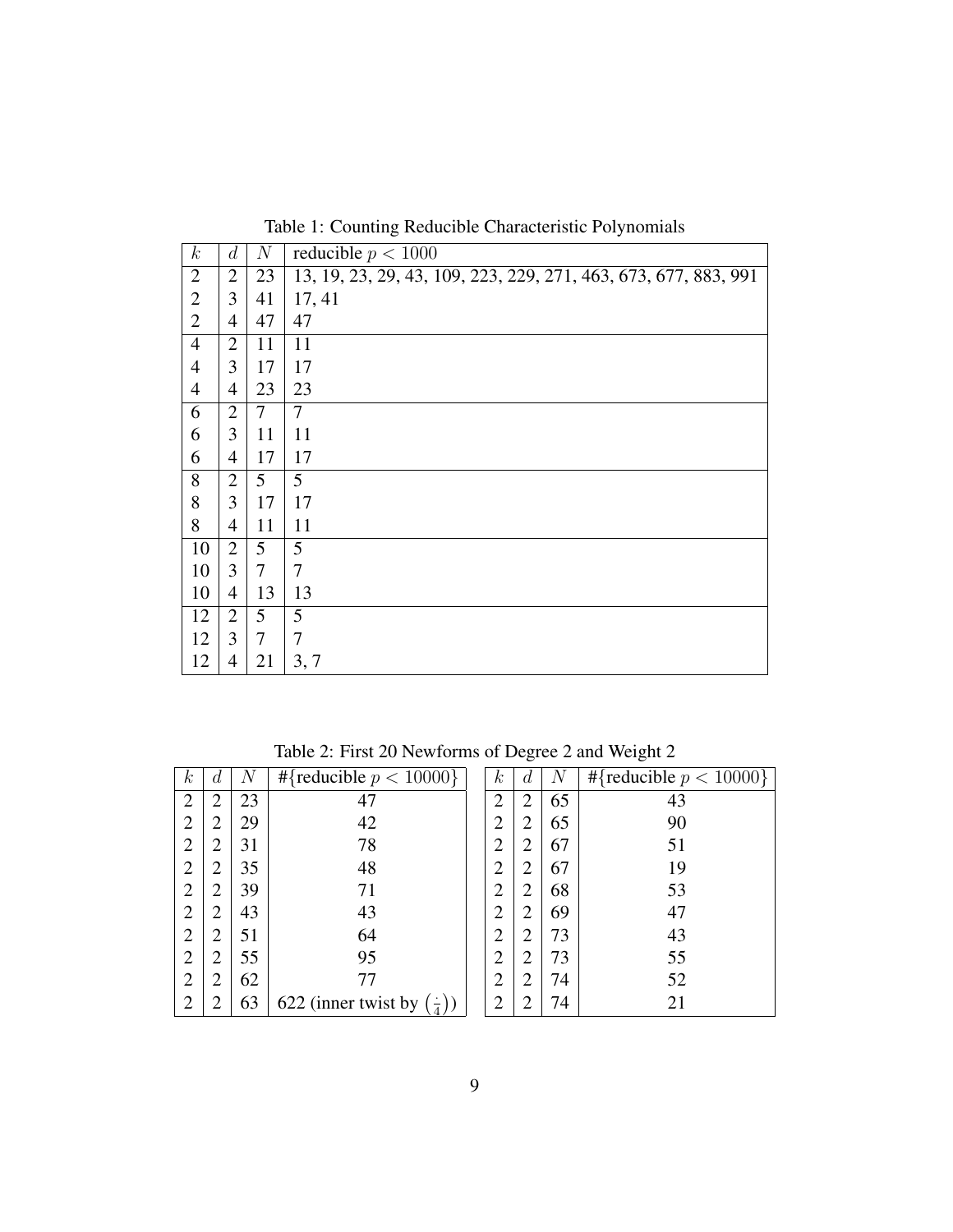Table 1: Counting Reducible Characteristic Polynomials

| $k$ | $d$ | $N$ | reducible $p < 1000$ |
|---|---|---|---|
| 2 | 2 | 23 | 13, 19, 23, 29, 43, 109, 223, 229, 271, 463, 673, 677, 883, 991 |
| 2 | 3 | 41 | 17, 41 |
| 2 | 4 | 47 | 47 |
| 4 | 2 | 11 | 11 |
| 4 | 3 | 17 | 17 |
| 4 | 4 | 23 | 23 |
| 6 | 2 | 7 | 7 |
| 6 | 3 | 11 | 11 |
| 6 | 4 | 17 | 17 |
| 8 | 2 | 5 | 5 |
| 8 | 3 | 17 | 17 |
| 8 | 4 | 11 | 11 |
| 10 | 2 | 5 | 5 |
| 10 | 3 | 7 | 7 |
| 10 | 4 | 13 | 13 |
| 12 | 2 | 5 | 5 |
| 12 | 3 | 7 | 7 |
| 12 | 4 | 21 | 3, 7 |

Table 2: First 20 Newforms of Degree 2 and Weight 2

| $k$ | $d$ | $N$ | #{reducible $p < 10000$} | $k$ | $d$ | $N$ | #{reducible $p < 10000$} |
|---|---|---|---|---|---|---|---|
| 2 | 2 | 23 | 47 | 2 | 2 | 65 | 43 |
| 2 | 2 | 29 | 42 | 2 | 2 | 65 | 90 |
| 2 | 2 | 31 | 78 | 2 | 2 | 67 | 51 |
| 2 | 2 | 35 | 48 | 2 | 2 | 67 | 19 |
| 2 | 2 | 39 | 71 | 2 | 2 | 68 | 53 |
| 2 | 2 | 43 | 43 | 2 | 2 | 69 | 47 |
| 2 | 2 | 51 | 64 | 2 | 2 | 73 | 43 |
| 2 | 2 | 55 | 95 | 2 | 2 | 73 | 55 |
| 2 | 2 | 62 | 77 | 2 | 2 | 74 | 52 |
| 2 | 2 | 63 | 622 (inner twist by $\left(\frac{\cdot}{4}\right)$) | 2 | 2 | 74 | 21 |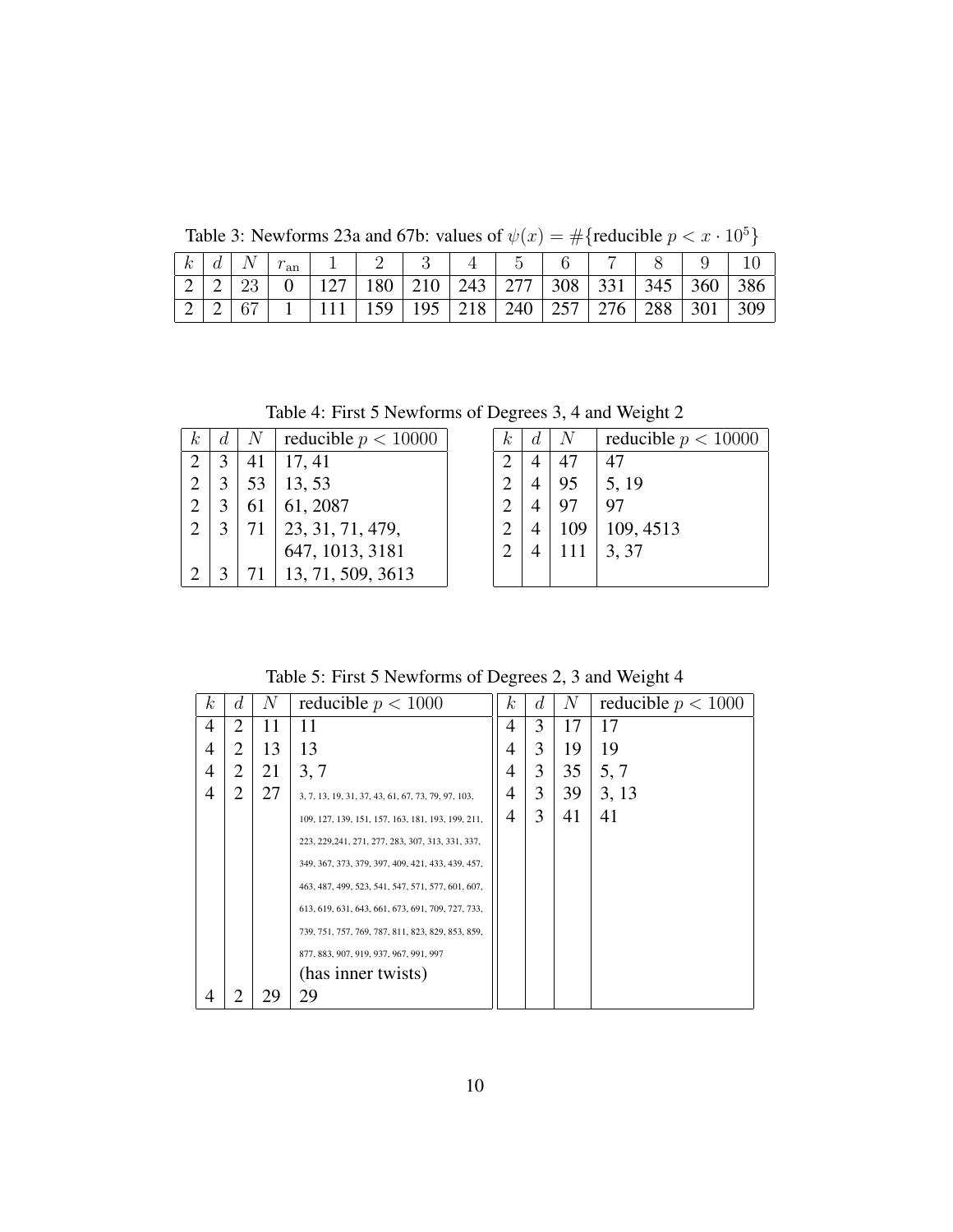Table 3: Newforms 23a and 67b: values of $\psi(x) = \#\{\text{reducible } p < x \cdot 10^5\}$

| $k$ | $d$ | $N$ | $r_{\text{an}}$ | 1 | 2 | 3 | 4 | 5 | 6 | 7 | 8 | 9 | 10 |
|---|---|---|---|---|---|---|---|---|---|---|---|---|---|
| 2 | 2 | 23 | 0 | 127 | 180 | 210 | 243 | 277 | 308 | 331 | 345 | 360 | 386 |
| 2 | 2 | 67 | 1 | 111 | 159 | 195 | 218 | 240 | 257 | 276 | 288 | 301 | 309 |

Table 4: First 5 Newforms of Degrees 3, 4 and Weight 2

| $k$ | $d$ | $N$ | reducible $p < 10000$ |
|---|---|---|---|
| 2 | 3 | 41 | 17, 41 |
| 2 | 3 | 53 | 13, 53 |
| 2 | 3 | 61 | 61, 2087 |
| 2 | 3 | 71 | 23, 31, 71, 479, 647, 1013, 3181 |
| 2 | 3 | 71 | 13, 71, 509, 3613 |

| $k$ | $d$ | $N$ | reducible $p < 10000$ |
|---|---|---|---|
| 2 | 4 | 47 | 47 |
| 2 | 4 | 95 | 5, 19 |
| 2 | 4 | 97 | 97 |
| 2 | 4 | 109 | 109, 4513 |
| 2 | 4 | 111 | 3, 37 |

Table 5: First 5 Newforms of Degrees 2, 3 and Weight 4

| $k$ | $d$ | $N$ | reducible $p < 1000$ |
|---|---|---|---|
| 4 | 2 | 11 | 11 |
| 4 | 2 | 13 | 13 |
| 4 | 2 | 21 | 3, 7 |
| 4 | 2 | 27 | 3, 7, 13, 19, 31, 37, 43, 61, 67, 73, 79, 97, 103, 109, 127, 139, 151, 157, 163, 181, 193, 199, 211, 223, 229,241, 271, 277, 283, 307, 313, 331, 337, 349, 367, 373, 379, 397, 409, 421, 433, 439, 457, 463, 487, 499, 523, 541, 547, 571, 577, 601, 607, 613, 619, 631, 643, 661, 673, 691, 709, 727, 733, 739, 751, 757, 769, 787, 811, 823, 829, 853, 859, 877, 883, 907, 919, 937, 967, 991, 997 (has inner twists) |
| 4 | 2 | 29 | 29 |

| $k$ | $d$ | $N$ | reducible $p < 1000$ |
|---|---|---|---|
| 4 | 3 | 17 | 17 |
| 4 | 3 | 19 | 19 |
| 4 | 3 | 35 | 5, 7 |
| 4 | 3 | 39 | 3, 13 |
| 4 | 3 | 41 | 41 |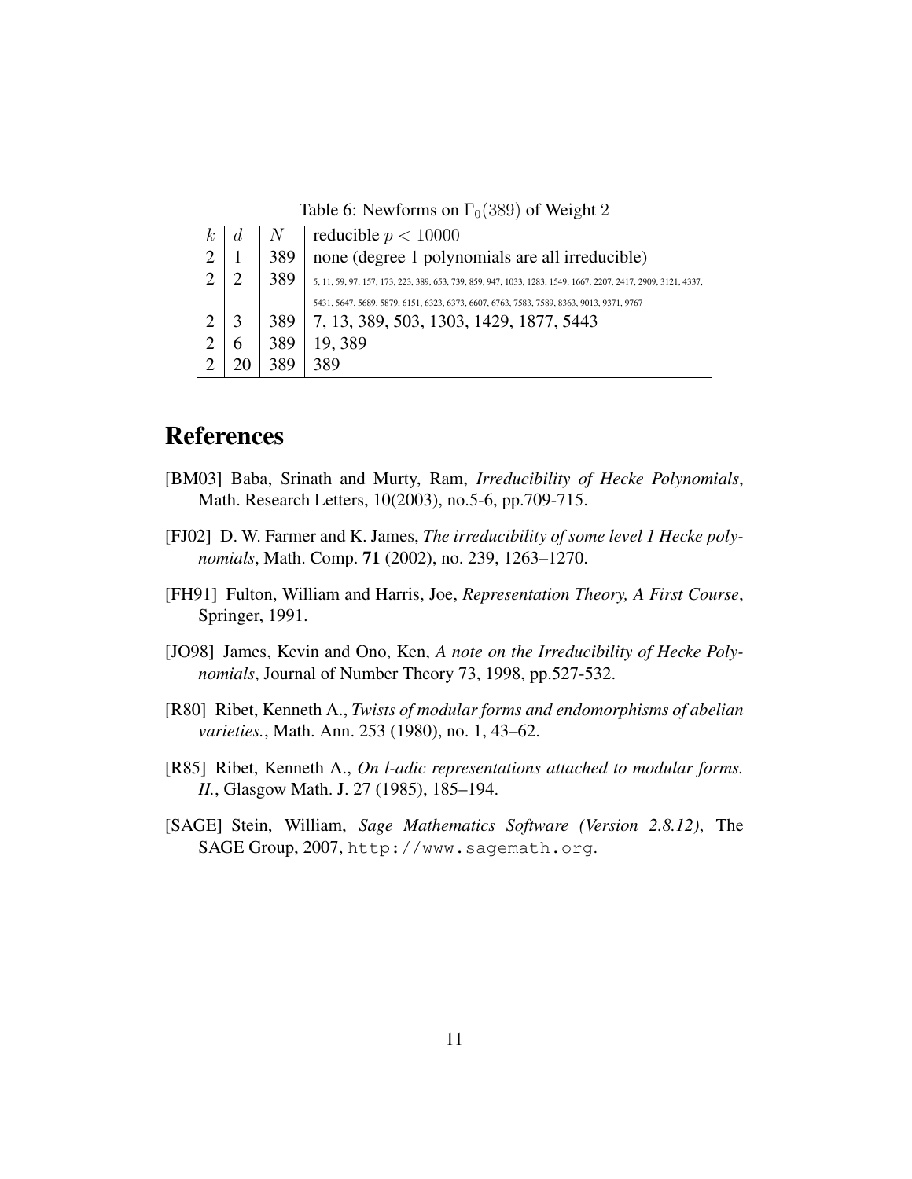Table 6: Newforms on $\Gamma_0(389)$ of Weight 2

| $k$ | $d$ | $N$ | reducible $p < 10000$ |
|---|---|---|---|
| 2 | 1 | 389 | none (degree 1 polynomials are all irreducible) |
| 2 | 2 | 389 | 5, 11, 59, 97, 157, 173, 223, 389, 653, 739, 859, 947, 1033, 1283, 1549, 1667, 2207, 2417, 2909, 3121, 4337, 5431, 5647, 5689, 5879, 6151, 6323, 6373, 6607, 6763, 7583, 7589, 8363, 9013, 9371, 9767 |
| 2 | 3 | 389 | 7, 13, 389, 503, 1303, 1429, 1877, 5443 |
| 2 | 6 | 389 | 19, 389 |
| 2 | 20 | 389 | 389 |

# References

[BM03] Baba, Srinath and Murty, Ram, *Irreducibility of Hecke Polynomials*, Math. Research Letters, 10(2003), no.5-6, pp.709-715.

[FJ02] D. W. Farmer and K. James, *The irreducibility of some level 1 Hecke polynomials*, Math. Comp. **71** (2002), no. 239, 1263–1270.

[FH91] Fulton, William and Harris, Joe, *Representation Theory, A First Course*, Springer, 1991.

[JO98] James, Kevin and Ono, Ken, *A note on the Irreducibility of Hecke Polynomials*, Journal of Number Theory 73, 1998, pp.527-532.

[R80] Ribet, Kenneth A., *Twists of modular forms and endomorphisms of abelian varieties.*, Math. Ann. 253 (1980), no. 1, 43–62.

[R85] Ribet, Kenneth A., *On l-adic representations attached to modular forms. II.*, Glasgow Math. J. 27 (1985), 185–194.

[SAGE] Stein, William, *Sage Mathematics Software (Version 2.8.12)*, The SAGE Group, 2007, `http://www.sagemath.org`.